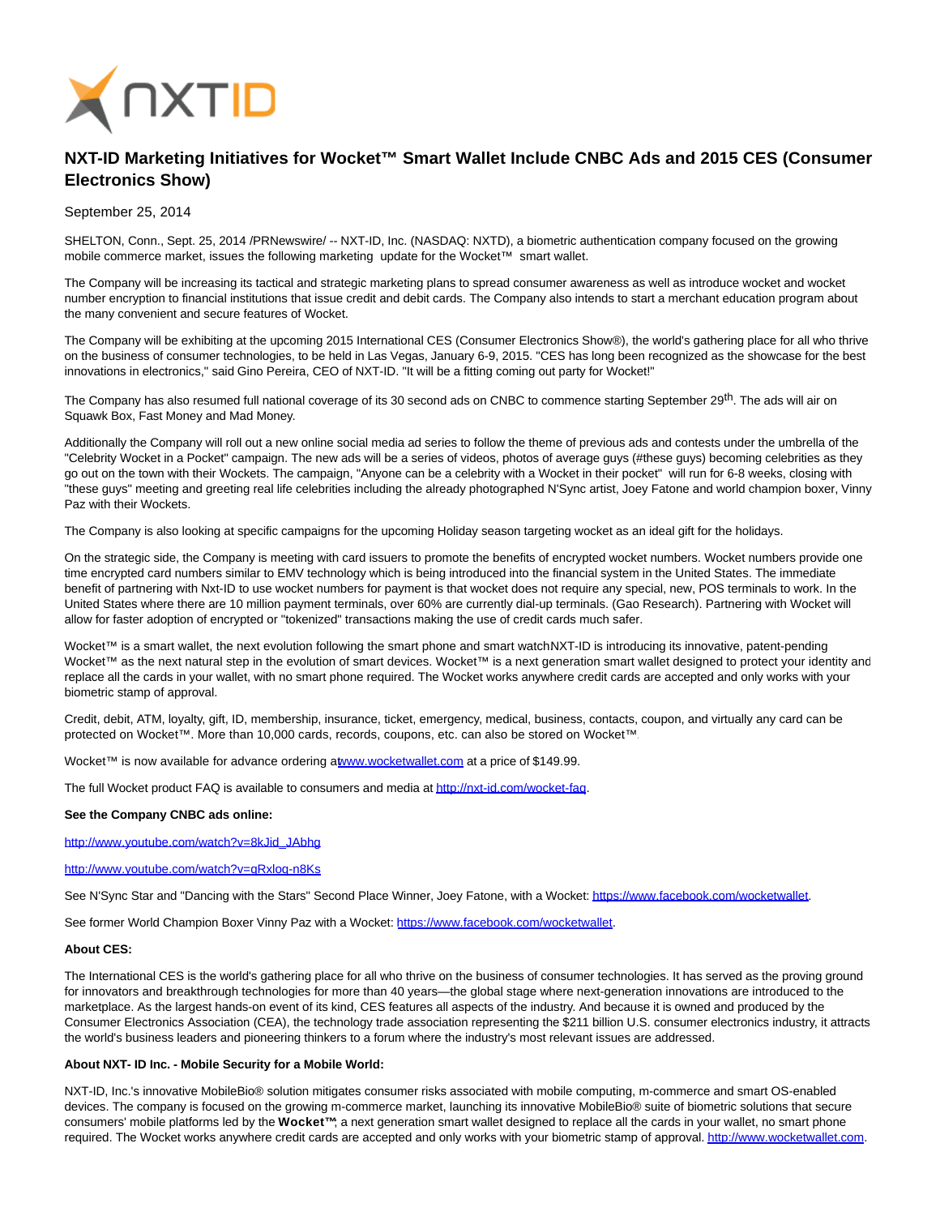# NXT-ID Marketing Initiatives for Wocket™ Smart Wallet Include CNBC Ads and 2015 CES (Consumer Electronics Show)

September 25, 2014

SHELTON, Conn., Sept. 25, 2014 /PRNewswire/ -- NXT-ID, Inc. (NASDAQ: NXTD), a biometric authentication company focused on the growing mobile commerce market, issues the following marketing update for the Wocket™ smart wallet.

The Company will be increasing its tactical and strategic marketing plans to spread consumer awareness as well as introduce wocket and wocket number encryption to financial institutions that issue credit and debit cards. The Company also intends to start a merchant education program about the many convenient and secure features of Wocket.

The Company will be exhibiting at the upcoming 2015 International CES (Consumer Electronics Show®), the world's gathering place for all who thrive on the business of consumer technologies, to be held in Las Vegas, January 6-9, 2015. "CES has long been recognized as the showcase for the best innovations in electronics," said Gino Pereira, CEO of NXT-ID. "It will be a fitting coming out party for Wocket!"

The Company has also resumed full national coverage of its 30 second ads on CNBC to commence starting September 29th. The ads will air on Squawk Box, Fast Money and Mad Money.

Additionally the Company will roll out a new online social media ad series to follow the theme of previous ads and contests under the umbrella of the "Celebrity Wocket in a Pocket" campaign. The new ads will be a series of videos, photos of average guys (#these guys) becoming celebrities as they go out on the town with their Wockets. The campaign, "Anyone can be a celebrity with a Wocket in their pocket" will run for 6-8 weeks, closing with "these guys" meeting and greeting real life celebrities including the already photographed N'Sync artist, Joey Fatone and world champion boxer, Vinny Paz with their Wockets.

The Company is also looking at specific campaigns for the upcoming Holiday season targeting wocket as an ideal gift for the holidays.

On the strategic side, the Company is meeting with card issuers to promote the benefits of encrypted wocket numbers. Wocket numbers provide one time encrypted card numbers similar to EMV technology which is being introduced into the financial system in the United States. The immediate benefit of partnering with Nxt-ID to use wocket numbers for payment is that wocket does not require any special, new, POS terminals to work. In the United States where there are 10 million payment terminals, over 60% are currently dial-up terminals. (Gao Research). Partnering with Wocket will allow for faster adoption of encrypted or "tokenized" transactions making the use of credit cards much safer.

Wocket™ is a smart wallet, the next evolution following the smart phone and smart watchNXT-ID is introducing its innovative, patent-pending Wocket™ as the next natural step in the evolution of smart devices. Wocket™ is a next generation smart wallet designed to protect your identity and replace all the cards in your wallet, with no smart phone required. The Wocket works anywhere credit cards are accepted and only works with your biometric stamp of approval.

Credit, debit, ATM, loyalty, gift, ID, membership, insurance, ticket, emergency, medical, business, contacts, coupon, and virtually any card can be protected on Wocket™. More than 10,000 cards, records, coupons, etc. can also be stored on Wocket™.

Wocket™ is now available for advance ordering at www.wocketwallet.com at a price of $149.99.

The full Wocket product FAQ is available to consumers and media at http://nxt-id.com/wocket-faq.

**See the Company CNBC ads online:**

http://www.youtube.com/watch?v=8kJid_JAbhg

http://www.youtube.com/watch?v=qRxlog-n8Ks

See N'Sync Star and "Dancing with the Stars" Second Place Winner, Joey Fatone, with a Wocket: https://www.facebook.com/wocketwallet.

See former World Champion Boxer Vinny Paz with a Wocket: https://www.facebook.com/wocketwallet.

**About CES:**

The International CES is the world's gathering place for all who thrive on the business of consumer technologies. It has served as the proving ground for innovators and breakthrough technologies for more than 40 years—the global stage where next-generation innovations are introduced to the marketplace. As the largest hands-on event of its kind, CES features all aspects of the industry. And because it is owned and produced by the Consumer Electronics Association (CEA), the technology trade association representing the $211 billion U.S. consumer electronics industry, it attracts the world's business leaders and pioneering thinkers to a forum where the industry's most relevant issues are addressed.

**About NXT- ID Inc. - Mobile Security for a Mobile World:**

NXT-ID, Inc.'s innovative MobileBio® solution mitigates consumer risks associated with mobile computing, m-commerce and smart OS-enabled devices. The company is focused on the growing m-commerce market, launching its innovative MobileBio® suite of biometric solutions that secure consumers' mobile platforms led by the **Wocket™**; a next generation smart wallet designed to replace all the cards in your wallet, no smart phone required. The Wocket works anywhere credit cards are accepted and only works with your biometric stamp of approval. http://www.wocketwallet.com.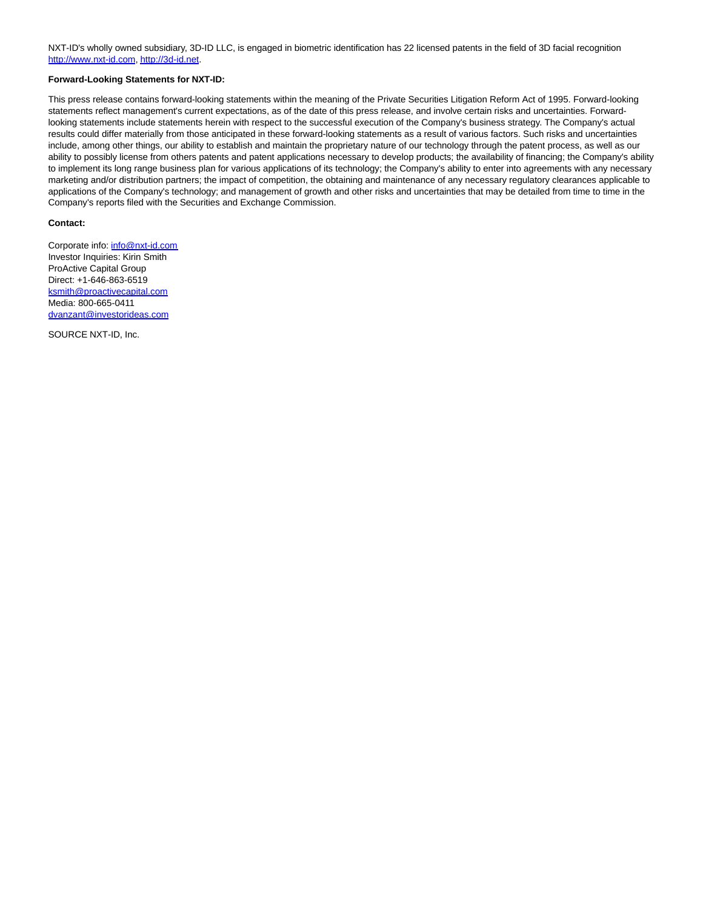NXT-ID's wholly owned subsidiary, 3D-ID LLC, is engaged in biometric identification has 22 licensed patents in the field of 3D facial recognition http://www.nxt-id.com, http://3d-id.net.

**Forward-Looking Statements for NXT-ID:**

This press release contains forward-looking statements within the meaning of the Private Securities Litigation Reform Act of 1995. Forward-looking statements reflect management's current expectations, as of the date of this press release, and involve certain risks and uncertainties. Forward-looking statements include statements herein with respect to the successful execution of the Company's business strategy. The Company's actual results could differ materially from those anticipated in these forward-looking statements as a result of various factors. Such risks and uncertainties include, among other things, our ability to establish and maintain the proprietary nature of our technology through the patent process, as well as our ability to possibly license from others patents and patent applications necessary to develop products; the availability of financing; the Company's ability to implement its long range business plan for various applications of its technology; the Company's ability to enter into agreements with any necessary marketing and/or distribution partners; the impact of competition, the obtaining and maintenance of any necessary regulatory clearances applicable to applications of the Company's technology; and management of growth and other risks and uncertainties that may be detailed from time to time in the Company's reports filed with the Securities and Exchange Commission.

**Contact:**

Corporate info: info@nxt-id.com
Investor Inquiries: Kirin Smith
ProActive Capital Group
Direct: +1-646-863-6519
ksmith@proactivecapital.com
Media: 800-665-0411
dvanzant@investorideas.com

SOURCE NXT-ID, Inc.